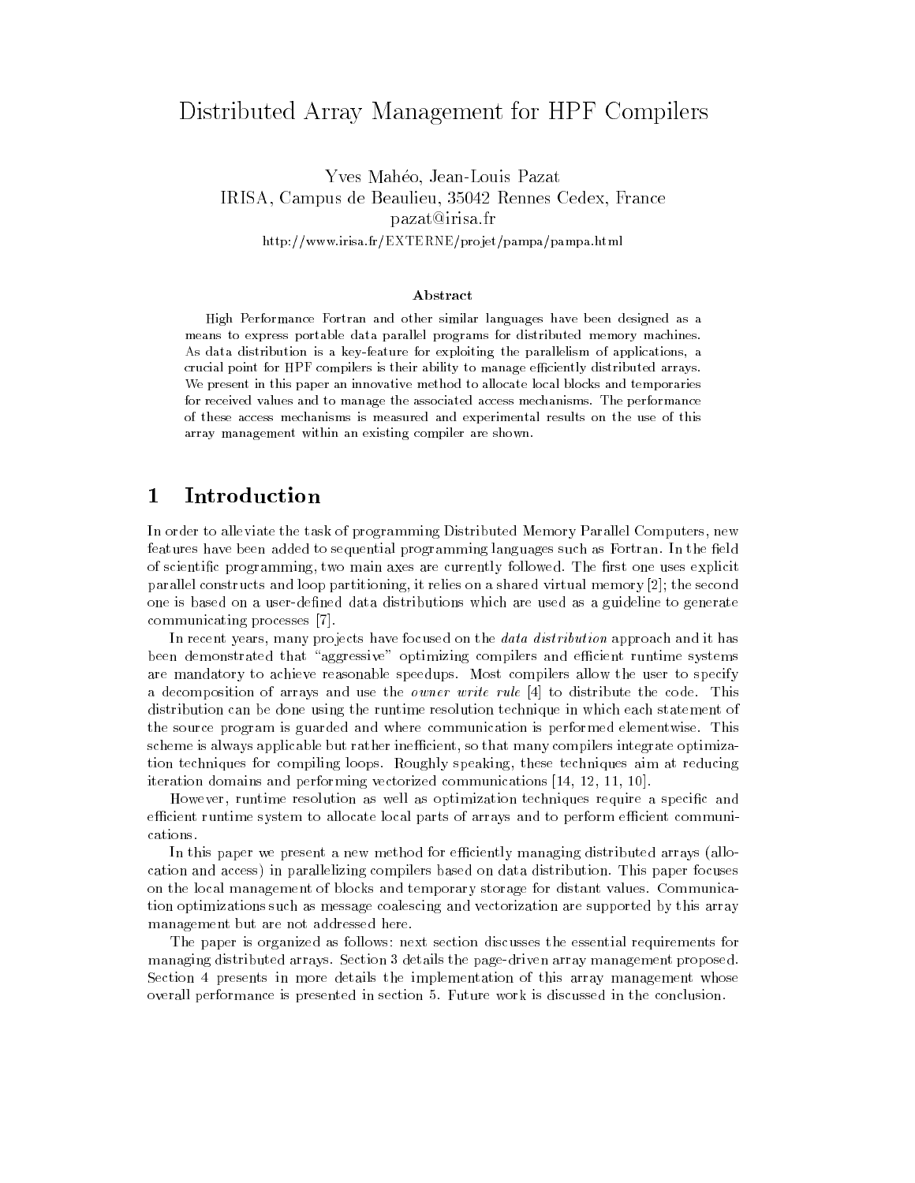# Distributed Array Management for HPF Compilers

Yves Mahéo, Jean-Louis Pazat
IRISA, Campus de Beaulieu, 35042 Rennes Cedex, France
pazat@irisa.fr
http://www.irisa.fr/EXTERNE/projet/pampa/pampa.html

### Abstract

High Performance Fortran and other similar languages have been designed as a means to express portable data parallel programs for distributed memory machines. As data distribution is a key-feature for exploiting the parallelism of applications, a crucial point for HPF compilers is their ability to manage efficiently distributed arrays. We present in this paper an innovative method to allocate local blocks and temporaries for received values and to manage the associated access mechanisms. The performance of these access mechanisms is measured and experimental results on the use of this array management within an existing compiler are shown.

## 1 Introduction

In order to alleviate the task of programming Distributed Memory Parallel Computers, new features have been added to sequential programming languages such as Fortran. In the field of scientific programming, two main axes are currently followed. The first one uses explicit parallel constructs and loop partitioning, it relies on a shared virtual memory [2]; the second one is based on a user-defined data distributions which are used as a guideline to generate communicating processes [7].

In recent years, many projects have focused on the *data distribution* approach and it has been demonstrated that "aggressive" optimizing compilers and efficient runtime systems are mandatory to achieve reasonable speedups. Most compilers allow the user to specify a decomposition of arrays and use the *owner write rule* [4] to distribute the code. This distribution can be done using the runtime resolution technique in which each statement of the source program is guarded and where communication is performed elementwise. This scheme is always applicable but rather inefficient, so that many compilers integrate optimization techniques for compiling loops. Roughly speaking, these techniques aim at reducing iteration domains and performing vectorized communications [14, 12, 11, 10].

However, runtime resolution as well as optimization techniques require a specific and efficient runtime system to allocate local parts of arrays and to perform efficient communications.

In this paper we present a new method for efficiently managing distributed arrays (allocation and access) in parallelizing compilers based on data distribution. This paper focuses on the local management of blocks and temporary storage for distant values. Communication optimizations such as message coalescing and vectorization are supported by this array management but are not addressed here.

The paper is organized as follows: next section discusses the essential requirements for managing distributed arrays. Section 3 details the page-driven array management proposed. Section 4 presents in more details the implementation of this array management whose overall performance is presented in section 5. Future work is discussed in the conclusion.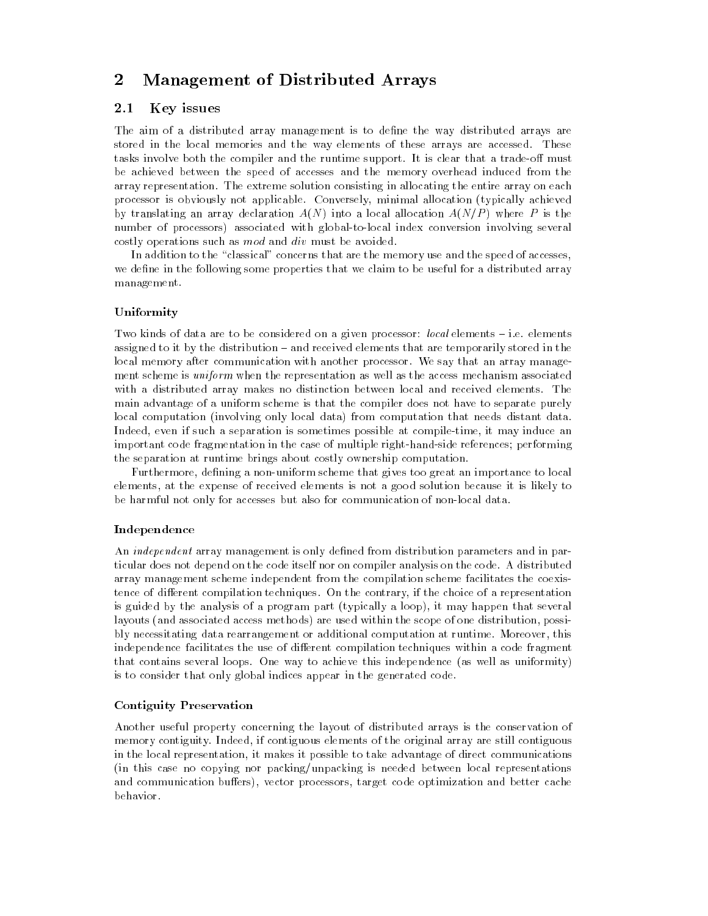# 2 Management of Distributed Arrays

## 2.1 Key issues

The aim of a distributed array management is to define the way distributed arrays are stored in the local memories and the way elements of these arrays are accessed. These tasks involve both the compiler and the runtime support. It is clear that a trade-off must be achieved between the speed of accesses and the memory overhead induced from the array representation. The extreme solution consisting in allocating the entire array on each processor is obviously not applicable. Conversely, minimal allocation (typically achieved by translating an array declaration $A(N)$ into a local allocation $A(N/P)$ where $P$ is the number of processors) associated with global-to-local index conversion involving several costly operations such as *mod* and *div* must be avoided.

In addition to the "classical" concerns that are the memory use and the speed of accesses, we define in the following some properties that we claim to be useful for a distributed array management.

### Uniformity

Two kinds of data are to be considered on a given processor: *local* elements – i.e. elements assigned to it by the distribution – and received elements that are temporarily stored in the local memory after communication with another processor. We say that an array management scheme is *uniform* when the representation as well as the access mechanism associated with a distributed array makes no distinction between local and received elements. The main advantage of a uniform scheme is that the compiler does not have to separate purely local computation (involving only local data) from computation that needs distant data. Indeed, even if such a separation is sometimes possible at compile-time, it may induce an important code fragmentation in the case of multiple right-hand-side references; performing the separation at runtime brings about costly ownership computation.

Furthermore, defining a non-uniform scheme that gives too great an importance to local elements, at the expense of received elements is not a good solution because it is likely to be harmful not only for accesses but also for communication of non-local data.

### Independence

An *independent* array management is only defined from distribution parameters and in particular does not depend on the code itself nor on compiler analysis on the code. A distributed array management scheme independent from the compilation scheme facilitates the coexistence of different compilation techniques. On the contrary, if the choice of a representation is guided by the analysis of a program part (typically a loop), it may happen that several layouts (and associated access methods) are used within the scope of one distribution, possibly necessitating data rearrangement or additional computation at runtime. Moreover, this independence facilitates the use of different compilation techniques within a code fragment that contains several loops. One way to achieve this independence (as well as uniformity) is to consider that only global indices appear in the generated code.

### Contiguity Preservation

Another useful property concerning the layout of distributed arrays is the conservation of memory contiguity. Indeed, if contiguous elements of the original array are still contiguous in the local representation, it makes it possible to take advantage of direct communications (in this case no copying nor packing/unpacking is needed between local representations and communication buffers), vector processors, target code optimization and better cache behavior.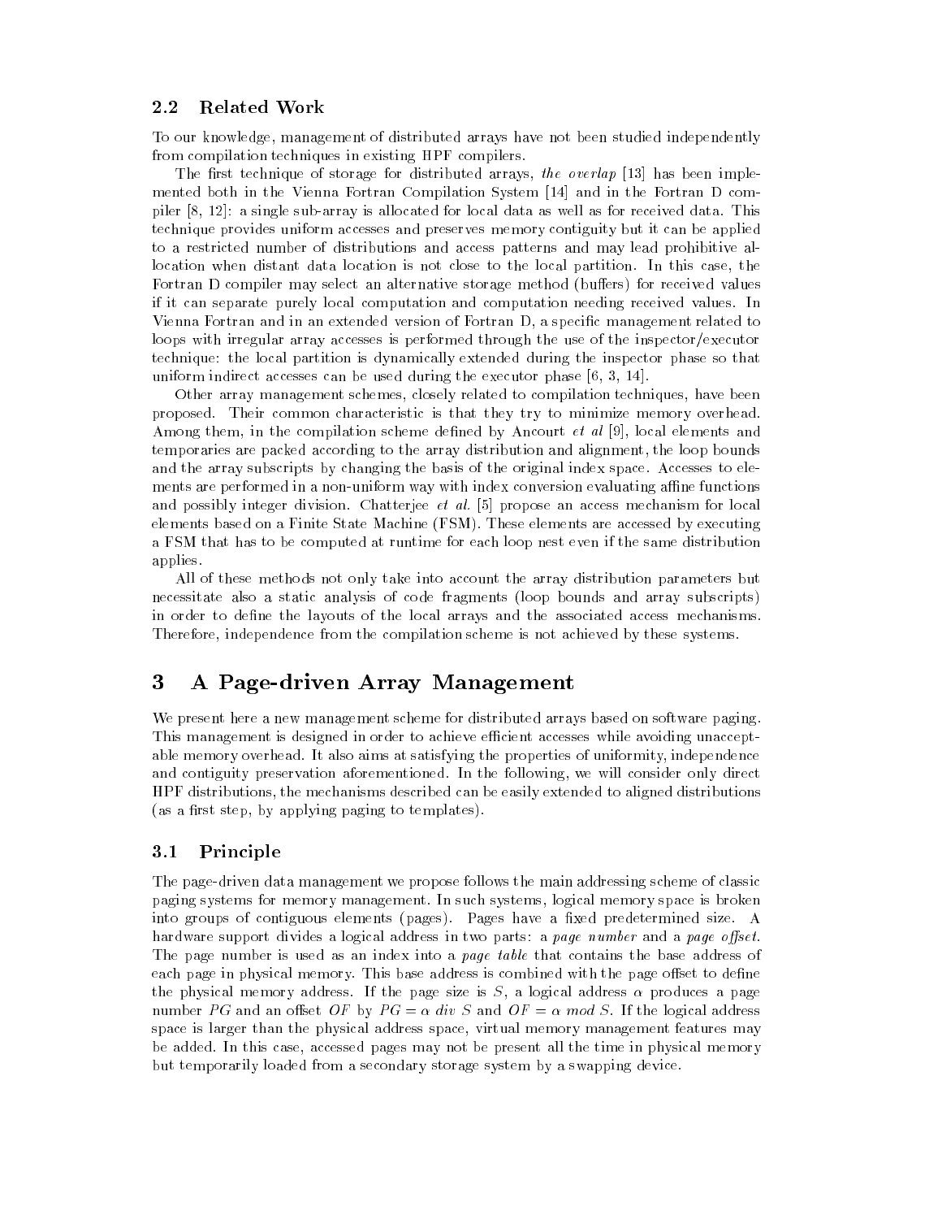## 2.2 Related Work

To our knowledge, management of distributed arrays have not been studied independently from compilation techniques in existing HPF compilers.

The first technique of storage for distributed arrays, *the overlap* [13] has been implemented both in the Vienna Fortran Compilation System [14] and in the Fortran D compiler [8, 12]: a single sub-array is allocated for local data as well as for received data. This technique provides uniform accesses and preserves memory contiguity but it can be applied to a restricted number of distributions and access patterns and may lead prohibitive allocation when distant data location is not close to the local partition. In this case, the Fortran D compiler may select an alternative storage method (buffers) for received values if it can separate purely local computation and computation needing received values. In Vienna Fortran and in an extended version of Fortran D, a specific management related to loops with irregular array accesses is performed through the use of the inspector/executor technique: the local partition is dynamically extended during the inspector phase so that uniform indirect accesses can be used during the executor phase [6, 3, 14].

Other array management schemes, closely related to compilation techniques, have been proposed. Their common characteristic is that they try to minimize memory overhead. Among them, in the compilation scheme defined by Ancourt *et al* [9], local elements and temporaries are packed according to the array distribution and alignment, the loop bounds and the array subscripts by changing the basis of the original index space. Accesses to elements are performed in a non-uniform way with index conversion evaluating affine functions and possibly integer division. Chatterjee *et al.* [5] propose an access mechanism for local elements based on a Finite State Machine (FSM). These elements are accessed by executing a FSM that has to be computed at runtime for each loop nest even if the same distribution applies.

All of these methods not only take into account the array distribution parameters but necessitate also a static analysis of code fragments (loop bounds and array subscripts) in order to define the layouts of the local arrays and the associated access mechanisms. Therefore, independence from the compilation scheme is not achieved by these systems.

# 3 A Page-driven Array Management

We present here a new management scheme for distributed arrays based on software paging. This management is designed in order to achieve efficient accesses while avoiding unacceptable memory overhead. It also aims at satisfying the properties of uniformity, independence and contiguity preservation aforementioned. In the following, we will consider only direct HPF distributions, the mechanisms described can be easily extended to aligned distributions (as a first step, by applying paging to templates).

## 3.1 Principle

The page-driven data management we propose follows the main addressing scheme of classic paging systems for memory management. In such systems, logical memory space is broken into groups of contiguous elements (pages). Pages have a fixed predetermined size. A hardware support divides a logical address in two parts: a *page number* and a *page offset*. The page number is used as an index into a *page table* that contains the base address of each page in physical memory. This base address is combined with the page offset to define the physical memory address. If the page size is $S$, a logical address $\alpha$ produces a page number $PG$ and an offset $OF$ by $PG = \alpha \ div \ S$ and $OF = \alpha \ mod \ S$. If the logical address space is larger than the physical address space, virtual memory management features may be added. In this case, accessed pages may not be present all the time in physical memory but temporarily loaded from a secondary storage system by a swapping device.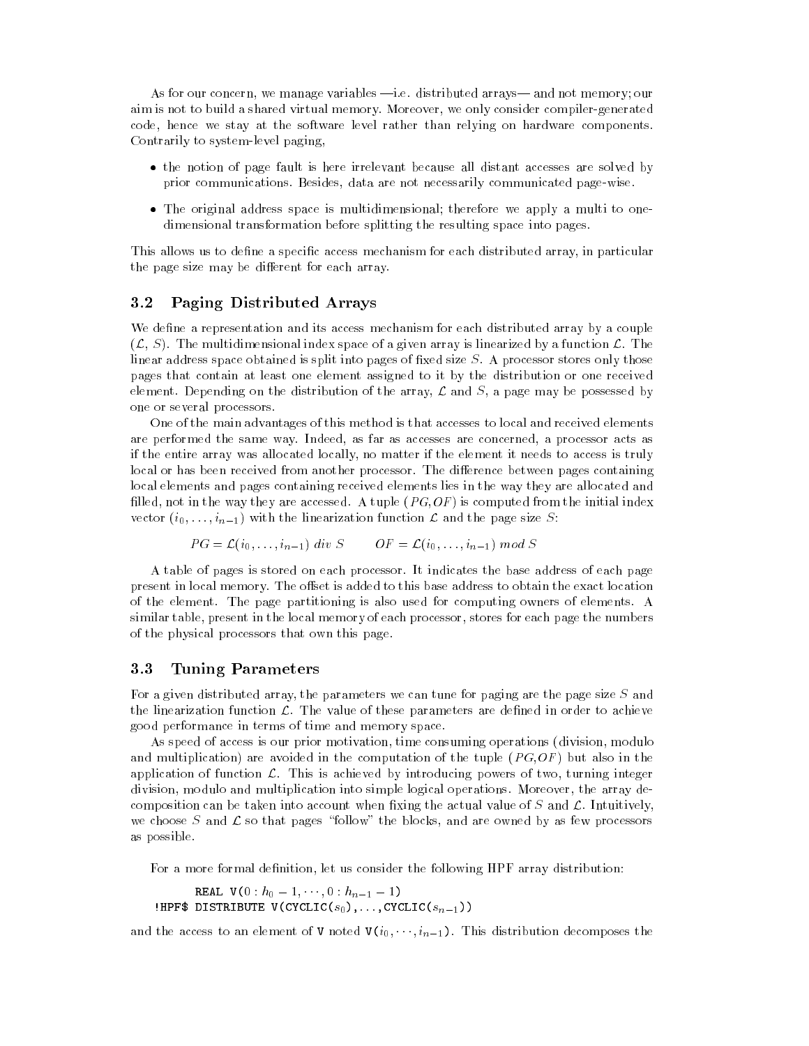As for our concern, we manage variables —i.e. distributed arrays— and not memory; our aim is not to build a shared virtual memory. Moreover, we only consider compiler-generated code, hence we stay at the software level rather than relying on hardware components. Contrarily to system-level paging,

- the notion of page fault is here irrelevant because all distant accesses are solved by prior communications. Besides, data are not necessarily communicated page-wise.
- The original address space is multidimensional; therefore we apply a multi to one-dimensional transformation before splitting the resulting space into pages.

This allows us to define a specific access mechanism for each distributed array, in particular the page size may be different for each array.

### 3.2 Paging Distributed Arrays

We define a representation and its access mechanism for each distributed array by a couple $(\mathcal{L}, S)$. The multidimensional index space of a given array is linearized by a function $\mathcal{L}$. The linear address space obtained is split into pages of fixed size $S$. A processor stores only those pages that contain at least one element assigned to it by the distribution or one received element. Depending on the distribution of the array, $\mathcal{L}$ and $S$, a page may be possessed by one or several processors.

One of the main advantages of this method is that accesses to local and received elements are performed the same way. Indeed, as far as accesses are concerned, a processor acts as if the entire array was allocated locally, no matter if the element it needs to access is truly local or has been received from another processor. The difference between pages containing local elements and pages containing received elements lies in the way they are allocated and filled, not in the way they are accessed. A tuple $(PG,OF)$ is computed from the initial index vector $(i_0, \ldots, i_{n-1})$ with the linearization function $\mathcal{L}$ and the page size $S$:

$$PG = \mathcal{L}(i_0, \ldots, i_{n-1}) \ div \ S \qquad OF = \mathcal{L}(i_0, \ldots, i_{n-1}) \ mod \ S$$

A table of pages is stored on each processor. It indicates the base address of each page present in local memory. The offset is added to this base address to obtain the exact location of the element. The page partitioning is also used for computing owners of elements. A similar table, present in the local memory of each processor, stores for each page the numbers of the physical processors that own this page.

### 3.3 Tuning Parameters

For a given distributed array, the parameters we can tune for paging are the page size $S$ and the linearization function $\mathcal{L}$. The value of these parameters are defined in order to achieve good performance in terms of time and memory space.

As speed of access is our prior motivation, time consuming operations (division, modulo and multiplication) are avoided in the computation of the tuple $(PG,OF)$ but also in the application of function $\mathcal{L}$. This is achieved by introducing powers of two, turning integer division, modulo and multiplication into simple logical operations. Moreover, the array decomposition can be taken into account when fixing the actual value of $S$ and $\mathcal{L}$. Intuitively, we choose $S$ and $\mathcal{L}$ so that pages "follow" the blocks, and are owned by as few processors as possible.

For a more formal definition, let us consider the following HPF array distribution:

```
      REAL V(0 : h_0 - 1, ..., 0 : h_{n-1} - 1)
!HPF$ DISTRIBUTE V(CYCLIC(s_0),...,CYCLIC(s_{n-1}))
```

and the access to an element of V noted $\mathtt{V}(i_0, \cdots, i_{n-1})$. This distribution decomposes the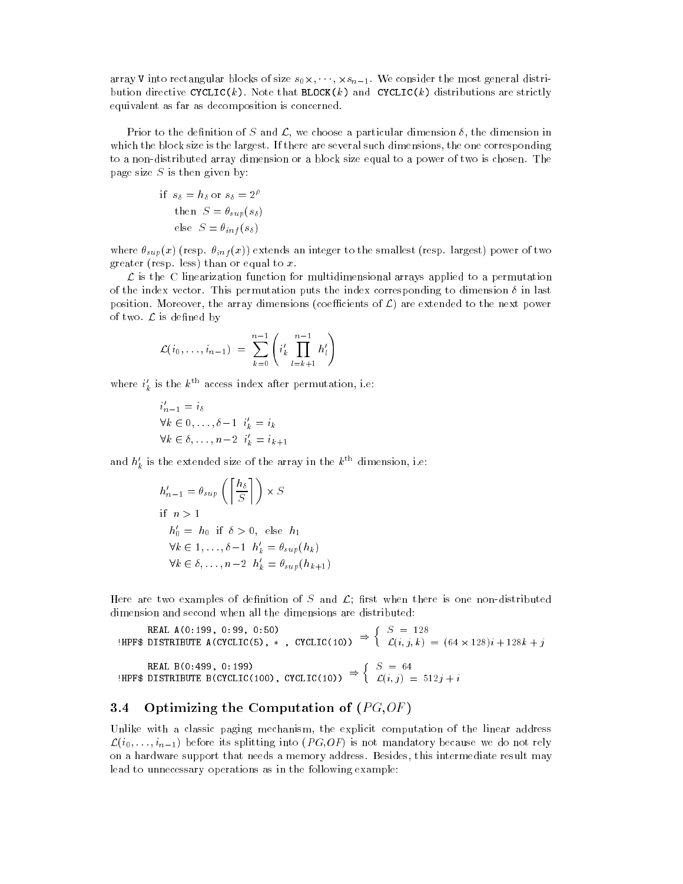array V into rectangular blocks of size $s_0 \times, \cdots, \times s_{n-1}$. We consider the most general distribution directive CYCLIC($k$). Note that BLOCK($k$) and CYCLIC($k$) distributions are strictly equivalent as far as decomposition is concerned.

Prior to the definition of $S$ and $\mathcal{L}$, we choose a particular dimension $\delta$, the dimension in which the block size is the largest. If there are several such dimensions, the one corresponding to a non-distributed array dimension or a block size equal to a power of two is chosen. The page size $S$ is then given by:

$$
\begin{aligned}
&\text{if } s_\delta = h_\delta \text{ or } s_\delta = 2^\rho \\
&\quad \text{then } S = \theta_{sup}(s_\delta) \\
&\quad \text{else } S = \theta_{inf}(s_\delta)
\end{aligned}
$$

where $\theta_{sup}(x)$ (resp. $\theta_{inf}(x)$) extends an integer to the smallest (resp. largest) power of two greater (resp. less) than or equal to $x$.

$\mathcal{L}$ is the C linearization function for multidimensional arrays applied to a permutation of the index vector. This permutation puts the index corresponding to dimension $\delta$ in last position. Moreover, the array dimensions (coefficients of $\mathcal{L}$) are extended to the next power of two. $\mathcal{L}$ is defined by

$$
\mathcal{L}(i_0, \ldots, i_{n-1}) \;=\; \sum_{k=0}^{n-1} \left( i'_k \prod_{l=k+1}^{n-1} h'_l \right)
$$

where $i'_k$ is the $k^{\text{th}}$ access index after permutation, i.e:

$$
\begin{aligned}
&i'_{n-1} = i_\delta \\
&\forall k \in 0, \ldots, \delta - 1 \;\; i'_k = i_k \\
&\forall k \in \delta, \ldots, n-2 \;\; i'_k = i_{k+1}
\end{aligned}
$$

and $h'_k$ is the extended size of the array in the $k^{\text{th}}$ dimension, i.e:

$$
\begin{aligned}
&h'_{n-1} = \theta_{sup}\left( \left\lceil \frac{h_\delta}{S} \right\rceil \right) \times S \\
&\text{if } \; n > 1 \\
&\quad h'_0 = \; h_0 \; \text{ if } \delta > 0, \; \text{ else } \; h_1 \\
&\quad \forall k \in 1, \ldots, \delta - 1 \;\; h'_k = \theta_{sup}(h_k) \\
&\quad \forall k \in \delta, \ldots, n-2 \;\; h'_k = \theta_{sup}(h_{k+1})
\end{aligned}
$$

Here are two examples of definition of $S$ and $\mathcal{L}$; first when there is one non-distributed dimension and second when all the dimensions are distributed:

```
      REAL A(0:199, 0:99, 0:50)
!HPF$ DISTRIBUTE A(CYCLIC(5), * , CYCLIC(10))
```

$$
\Rightarrow \begin{cases} S \;=\; 128 \\ \mathcal{L}(i,j,k) \;=\; (64 \times 128)i + 128k + j \end{cases}
$$

```
      REAL B(0:499, 0:199)
!HPF$ DISTRIBUTE B(CYCLIC(100), CYCLIC(10))
```

$$
\Rightarrow \begin{cases} S \;=\; 64 \\ \mathcal{L}(i,j) \;=\; 512j + i \end{cases}
$$

### 3.4 Optimizing the Computation of $(PG, OF)$

Unlike with a classic paging mechanism, the explicit computation of the linear address $\mathcal{L}(i_0, \ldots, i_{n-1})$ before its splitting into $(PG, OF)$ is not mandatory because we do not rely on a hardware support that needs a memory address. Besides, this intermediate result may lead to unnecessary operations as in the following example: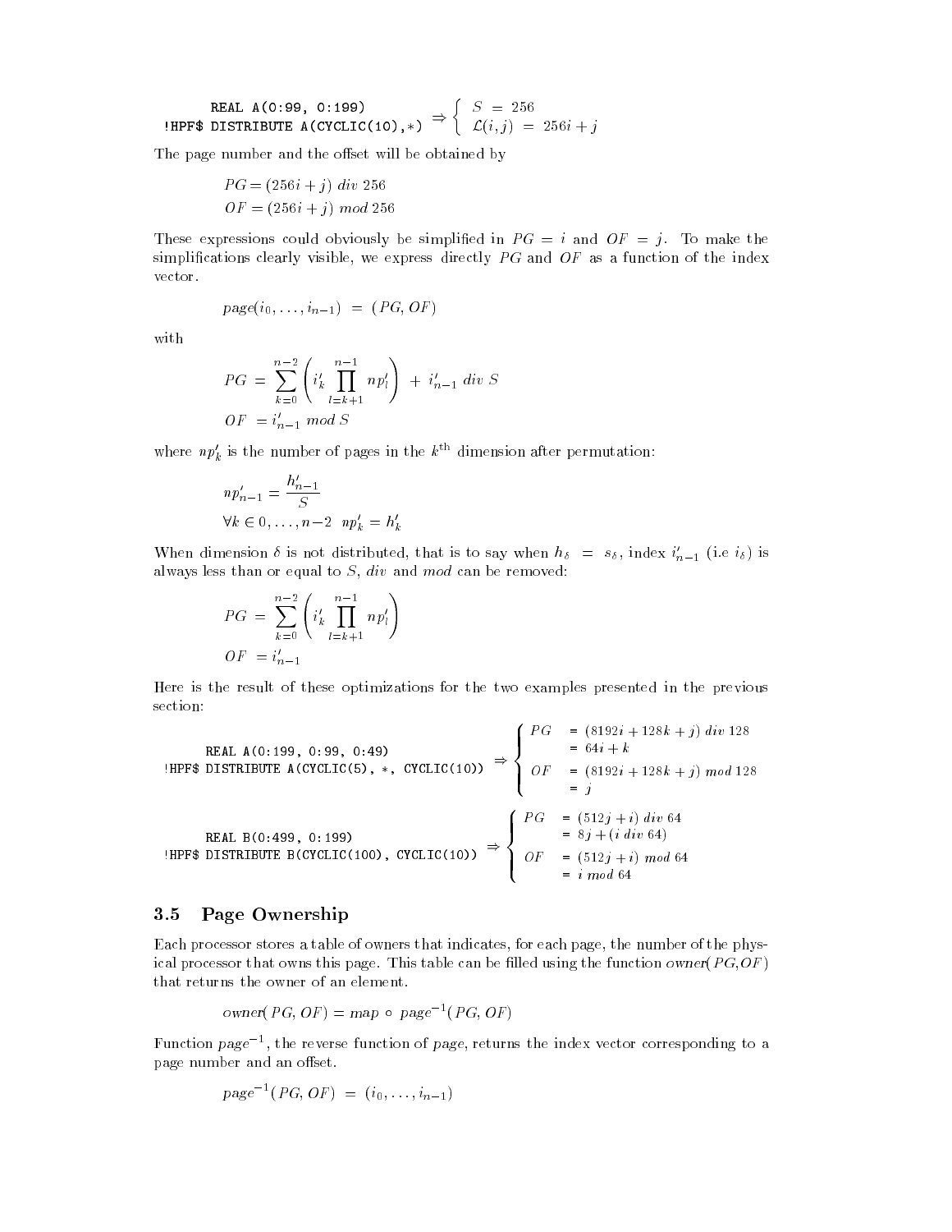```
      REAL A(0:99, 0:199)
!HPF$ DISTRIBUTE A(CYCLIC(10),*)
```

$$\Rightarrow \begin{cases} S \;=\; 256 \\ \mathcal{L}(i,j) \;=\; 256i + j \end{cases}$$

The page number and the offset will be obtained by

$$PG = (256i + j)\ div\ 256$$
$$OF = (256i + j)\ mod\ 256$$

These expressions could obviously be simplified in $PG = i$ and $OF = j$. To make the simplifications clearly visible, we express directly $PG$ and $OF$ as a function of the index vector.

$$page(i_0, \ldots, i_{n-1}) \;=\; (PG, OF)$$

with

$$PG \;=\; \sum_{k=0}^{n-2} \left( i'_k \prod_{l=k+1}^{n-1} np'_l \right) \;+\; i'_{n-1}\ div\ S$$
$$OF \;= i'_{n-1}\ mod\ S$$

where $np'_k$ is the number of pages in the $k^{\text{th}}$ dimension after permutation:

$$np'_{n-1} = \frac{h'_{n-1}}{S}$$
$$\forall k \in 0, \ldots, n-2 \quad np'_k = h'_k$$

When dimension $\delta$ is not distributed, that is to say when $h_\delta \;=\; s_\delta$, index $i'_{n-1}$ (i.e $i_\delta$) is always less than or equal to $S$, $div$ and $mod$ can be removed:

$$PG \;=\; \sum_{k=0}^{n-2} \left( i'_k \prod_{l=k+1}^{n-1} np'_l \right)$$
$$OF \;= i'_{n-1}$$

Here is the result of these optimizations for the two examples presented in the previous section:

```
      REAL A(0:199, 0:99, 0:49)
!HPF$ DISTRIBUTE A(CYCLIC(5), *, CYCLIC(10))
```

$$\Rightarrow \begin{cases} PG & = (8192i + 128k + j)\ div\ 128 \\ & = 64i + k \\ OF & = (8192i + 128k + j)\ mod\ 128 \\ & = j \end{cases}$$

```
      REAL B(0:499, 0:199)
!HPF$ DISTRIBUTE B(CYCLIC(100), CYCLIC(10))
```

$$\Rightarrow \begin{cases} PG & = (512j + i)\ div\ 64 \\ & = 8j + (i\ div\ 64) \\ OF & = (512j + i)\ mod\ 64 \\ & = i\ mod\ 64 \end{cases}$$

## 3.5 Page Ownership

Each processor stores a table of owners that indicates, for each page, the number of the physical processor that owns this page. This table can be filled using the function *owner*($PG$,$OF$) that returns the owner of an element.

$$owner(PG, OF) = map \circ page^{-1}(PG, OF)$$

Function $page^{-1}$, the reverse function of *page*, returns the index vector corresponding to a page number and an offset.

$$page^{-1}(PG, OF) \;=\; (i_0, \ldots, i_{n-1})$$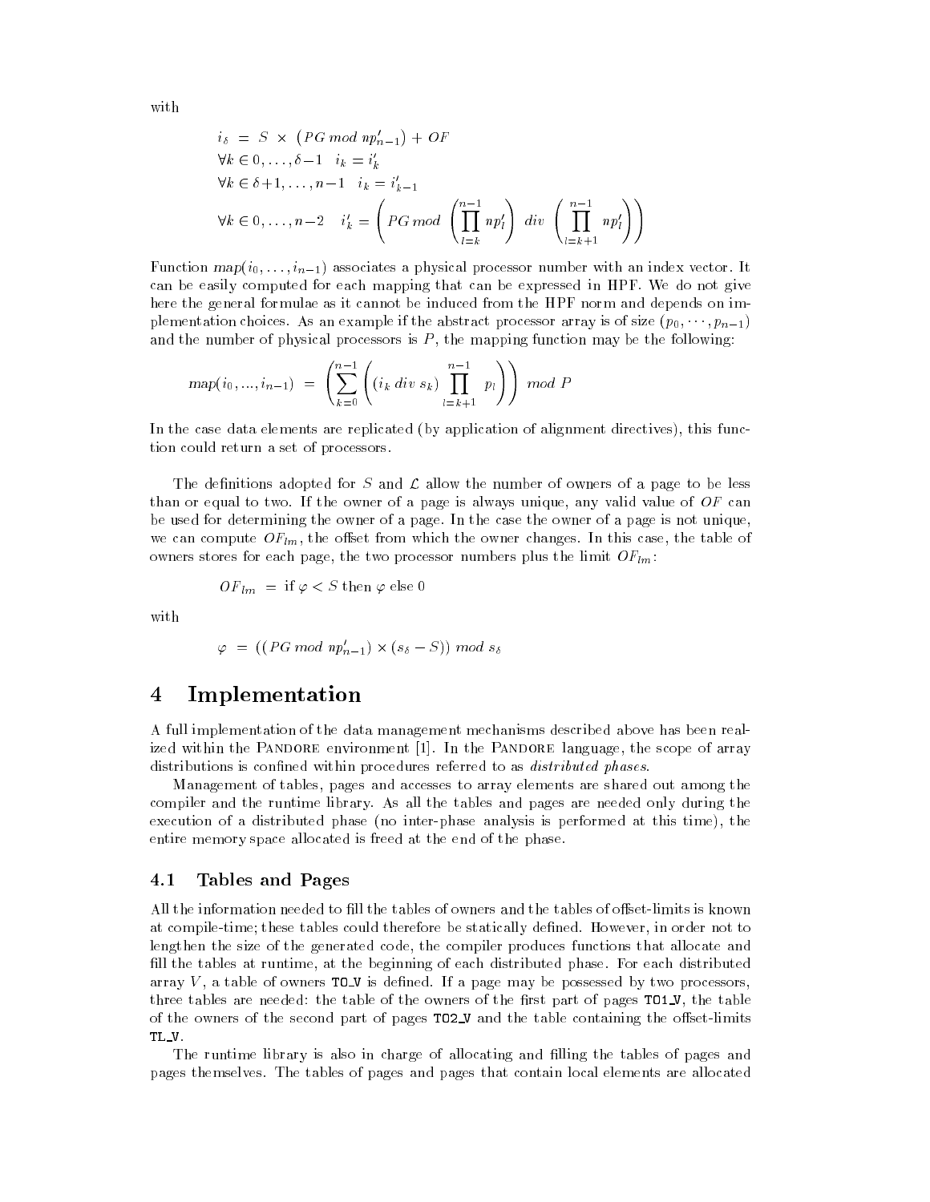with

$$i_\delta = S \times (PG \bmod np'_{n-1}) + OF$$

$$\forall k \in 0, \ldots, \delta-1 \quad i_k = i'_k$$

$$\forall k \in \delta+1, \ldots, n-1 \quad i_k = i'_{k-1}$$

$$\forall k \in 0, \ldots, n-2 \quad i'_k = \left( PG \bmod \left( \prod_{l=k}^{n-1} np'_l \right) \; div \; \left( \prod_{l=k+1}^{n-1} np'_l \right) \right)$$

Function $map(i_0, \ldots, i_{n-1})$ associates a physical processor number with an index vector. It can be easily computed for each mapping that can be expressed in HPF. We do not give here the general formulae as it cannot be induced from the HPF norm and depends on implementation choices. As an example if the abstract processor array is of size $(p_0, \cdots, p_{n-1})$ and the number of physical processors is $P$, the mapping function may be the following:

$$map(i_0, ..., i_{n-1}) = \left( \sum_{k=0}^{n-1} \left( (i_k \; div \; s_k) \prod_{l=k+1}^{n-1} p_l \right) \right) \bmod P$$

In the case data elements are replicated (by application of alignment directives), this function could return a set of processors.

The definitions adopted for $S$ and $\mathcal{L}$ allow the number of owners of a page to be less than or equal to two. If the owner of a page is always unique, any valid value of $OF$ can be used for determining the owner of a page. In the case the owner of a page is not unique, we can compute $OF_{lm}$, the offset from which the owner changes. In this case, the table of owners stores for each page, the two processor numbers plus the limit $OF_{lm}$:

$$OF_{lm} = \text{if } \varphi < S \text{ then } \varphi \text{ else } 0$$

with

$$\varphi = ((PG \bmod np'_{n-1}) \times (s_\delta - S)) \bmod s_\delta$$

# 4 Implementation

A full implementation of the data management mechanisms described above has been realized within the PANDORE environment [1]. In the PANDORE language, the scope of array distributions is confined within procedures referred to as *distributed phases*.

Management of tables, pages and accesses to array elements are shared out among the compiler and the runtime library. As all the tables and pages are needed only during the execution of a distributed phase (no inter-phase analysis is performed at this time), the entire memory space allocated is freed at the end of the phase.

## 4.1 Tables and Pages

All the information needed to fill the tables of owners and the tables of offset-limits is known at compile-time; these tables could therefore be statically defined. However, in order not to lengthen the size of the generated code, the compiler produces functions that allocate and fill the tables at runtime, at the beginning of each distributed phase. For each distributed array $V$, a table of owners `TO_V` is defined. If a page may be possessed by two processors, three tables are needed: the table of the owners of the first part of pages `TO1_V`, the table of the owners of the second part of pages `TO2_V` and the table containing the offset-limits `TL_V`.

The runtime library is also in charge of allocating and filling the tables of pages and pages themselves. The tables of pages and pages that contain local elements are allocated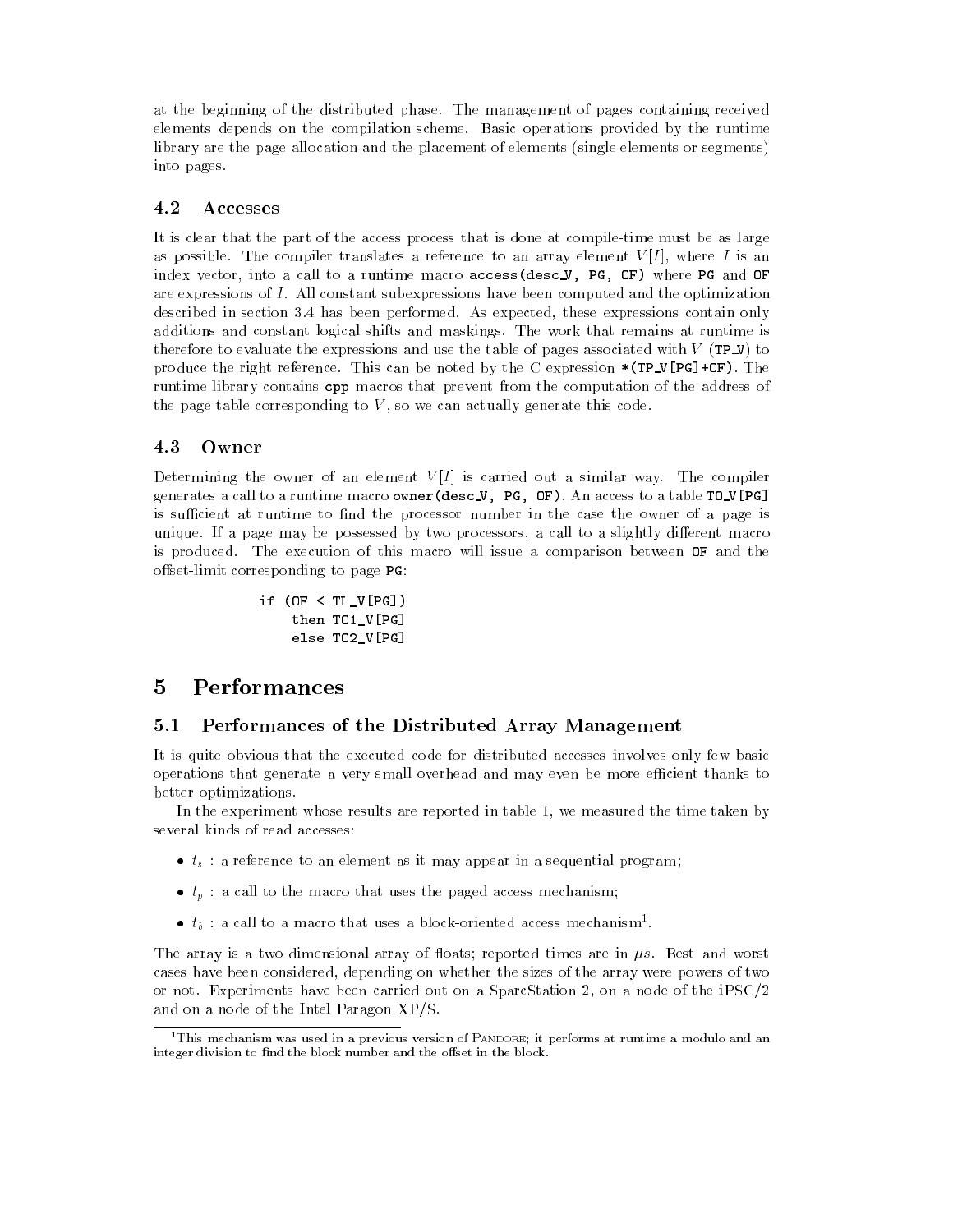at the beginning of the distributed phase. The management of pages containing received elements depends on the compilation scheme. Basic operations provided by the runtime library are the page allocation and the placement of elements (single elements or segments) into pages.

### 4.2 Accesses

It is clear that the part of the access process that is done at compile-time must be as large as possible. The compiler translates a reference to an array element $V[I]$, where $I$ is an index vector, into a call to a runtime macro `access(desc_V, PG, OF)` where `PG` and `OF` are expressions of $I$. All constant subexpressions have been computed and the optimization described in section 3.4 has been performed. As expected, these expressions contain only additions and constant logical shifts and maskings. The work that remains at runtime is therefore to evaluate the expressions and use the table of pages associated with $V$ (`TP_V`) to produce the right reference. This can be noted by the C expression `*(TP_V[PG]+OF)`. The runtime library contains `cpp` macros that prevent from the computation of the address of the page table corresponding to $V$, so we can actually generate this code.

### 4.3 Owner

Determining the owner of an element $V[I]$ is carried out a similar way. The compiler generates a call to a runtime macro `owner(desc_V, PG, OF)`. An access to a table `TO_V[PG]` is sufficient at runtime to find the processor number in the case the owner of a page is unique. If a page may be possessed by two processors, a call to a slightly different macro is produced. The execution of this macro will issue a comparison between `OF` and the offset-limit corresponding to page `PG`:

```
if (OF < TL_V[PG])
    then TO1_V[PG]
    else TO2_V[PG]
```

## 5 Performances

### 5.1 Performances of the Distributed Array Management

It is quite obvious that the executed code for distributed accesses involves only few basic operations that generate a very small overhead and may even be more efficient thanks to better optimizations.

In the experiment whose results are reported in table 1, we measured the time taken by several kinds of read accesses:

- $t_s$ : a reference to an element as it may appear in a sequential program;
- $t_p$ : a call to the macro that uses the paged access mechanism;
- $t_b$ : a call to a macro that uses a block-oriented access mechanism[1].

The array is a two-dimensional array of floats; reported times are in $\mu s$. Best and worst cases have been considered, depending on whether the sizes of the array were powers of two or not. Experiments have been carried out on a SparcStation 2, on a node of the iPSC/2 and on a node of the Intel Paragon XP/S.

[1] This mechanism was used in a previous version of Pandore; it performs at runtime a modulo and an integer division to find the block number and the offset in the block.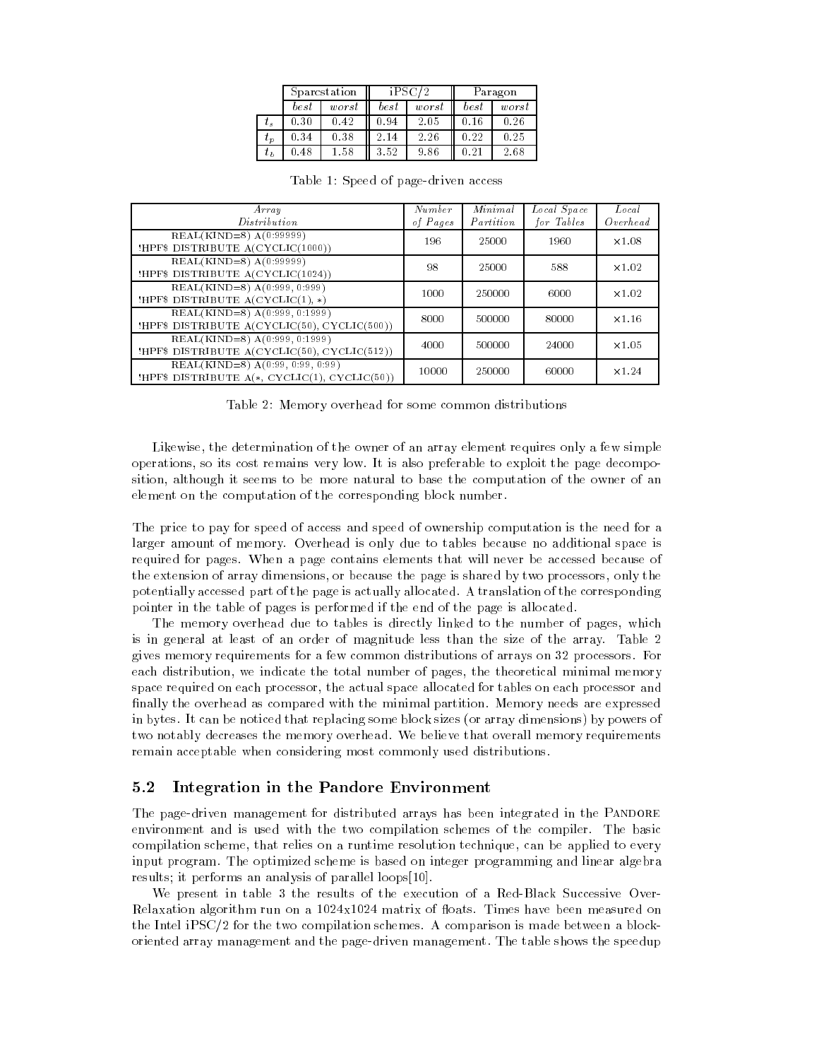| | Sparcstation | | iPSC/2 | | Paragon | |
|---|---|---|---|---|---|---|
| | *best* | *worst* | *best* | *worst* | *best* | *worst* |
| $t_s$ | 0.30 | 0.42 | 0.94 | 2.05 | 0.16 | 0.26 |
| $t_p$ | 0.34 | 0.38 | 2.14 | 2.26 | 0.22 | 0.25 |
| $t_b$ | 0.48 | 1.58 | 3.52 | 9.86 | 0.21 | 2.68 |

Table 1: Speed of page-driven access

| *Array Distribution* | *Number of Pages* | *Minimal Partition* | *Local Space for Tables* | *Local Overhead* |
|---|---|---|---|---|
| REAL(KIND=8) A(0:99999) !HPF$ DISTRIBUTE A(CYCLIC(1000)) | 196 | 25000 | 1960 | ×1.08 |
| REAL(KIND=8) A(0:99999) !HPF$ DISTRIBUTE A(CYCLIC(1024)) | 98 | 25000 | 588 | ×1.02 |
| REAL(KIND=8) A(0:999, 0:999) !HPF$ DISTRIBUTE A(CYCLIC(1), *) | 1000 | 250000 | 6000 | ×1.02 |
| REAL(KIND=8) A(0:999, 0:1999) !HPF$ DISTRIBUTE A(CYCLIC(50), CYCLIC(500)) | 8000 | 500000 | 80000 | ×1.16 |
| REAL(KIND=8) A(0:999, 0:1999) !HPF$ DISTRIBUTE A(CYCLIC(50), CYCLIC(512)) | 4000 | 500000 | 24000 | ×1.05 |
| REAL(KIND=8) A(0:99, 0:99, 0:99) !HPF$ DISTRIBUTE A(*, CYCLIC(1), CYCLIC(50)) | 10000 | 250000 | 60000 | ×1.24 |

Table 2: Memory overhead for some common distributions

Likewise, the determination of the owner of an array element requires only a few simple operations, so its cost remains very low. It is also preferable to exploit the page decomposition, although it seems to be more natural to base the computation of the owner of an element on the computation of the corresponding block number.

The price to pay for speed of access and speed of ownership computation is the need for a larger amount of memory. Overhead is only due to tables because no additional space is required for pages. When a page contains elements that will never be accessed because of the extension of array dimensions, or because the page is shared by two processors, only the potentially accessed part of the page is actually allocated. A translation of the corresponding pointer in the table of pages is performed if the end of the page is allocated.

The memory overhead due to tables is directly linked to the number of pages, which is in general at least of an order of magnitude less than the size of the array. Table 2 gives memory requirements for a few common distributions of arrays on 32 processors. For each distribution, we indicate the total number of pages, the theoretical minimal memory space required on each processor, the actual space allocated for tables on each processor and finally the overhead as compared with the minimal partition. Memory needs are expressed in bytes. It can be noticed that replacing some block sizes (or array dimensions) by powers of two notably decreases the memory overhead. We believe that overall memory requirements remain acceptable when considering most commonly used distributions.

## 5.2 Integration in the Pandore Environment

The page-driven management for distributed arrays has been integrated in the Pandore environment and is used with the two compilation schemes of the compiler. The basic compilation scheme, that relies on a runtime resolution technique, can be applied to every input program. The optimized scheme is based on integer programming and linear algebra results; it performs an analysis of parallel loops[10].

We present in table 3 the results of the execution of a Red-Black Successive Over-Relaxation algorithm run on a 1024x1024 matrix of floats. Times have been measured on the Intel iPSC/2 for the two compilation schemes. A comparison is made between a block-oriented array management and the page-driven management. The table shows the speedup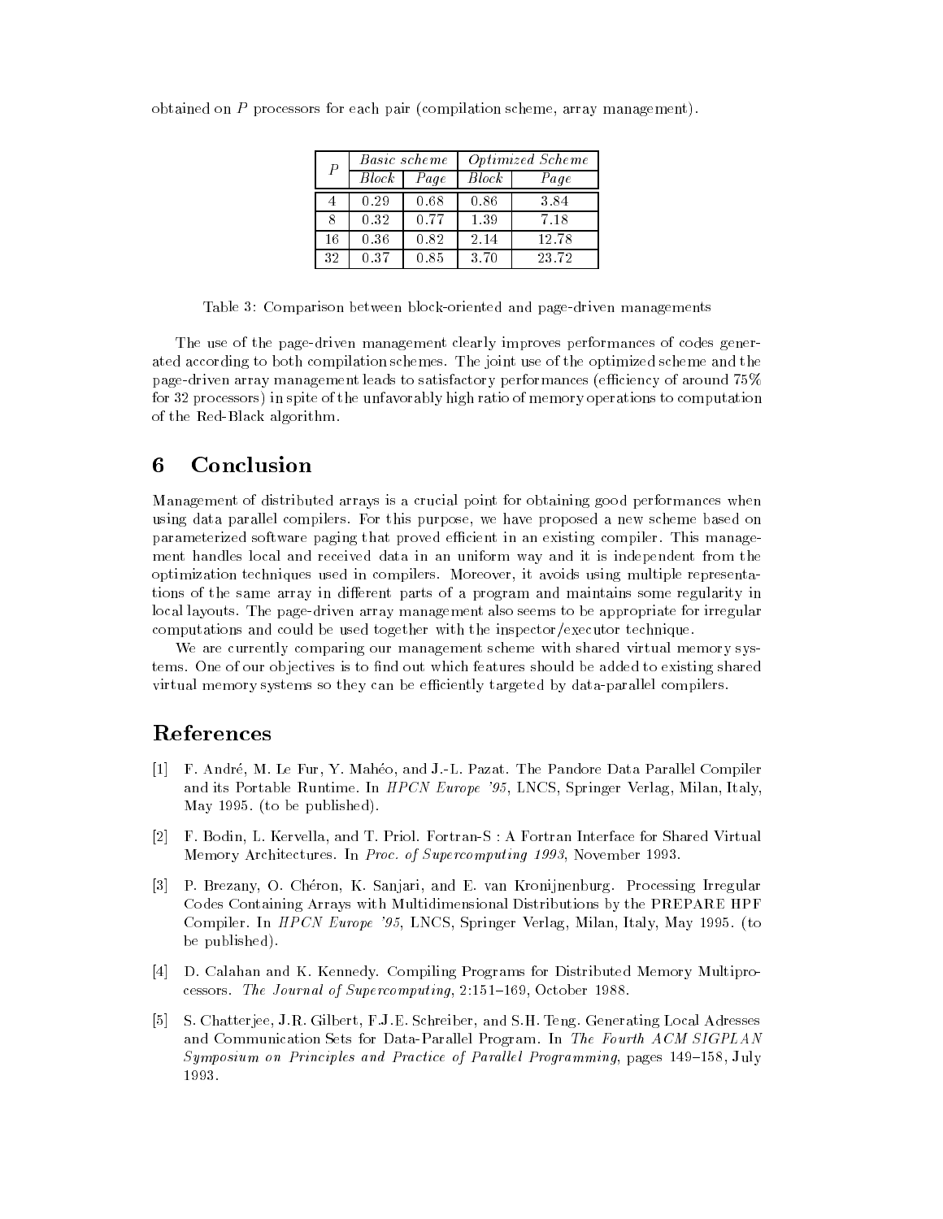obtained on $P$ processors for each pair (compilation scheme, array management).

| $P$ | *Basic scheme* | | *Optimized Scheme* | |
|---|---|---|---|---|
| | *Block* | *Page* | *Block* | *Page* |
| 4 | 0.29 | 0.68 | 0.86 | 3.84 |
| 8 | 0.32 | 0.77 | 1.39 | 7.18 |
| 16 | 0.36 | 0.82 | 2.14 | 12.78 |
| 32 | 0.37 | 0.85 | 3.70 | 23.72 |

Table 3: Comparison between block-oriented and page-driven managements

The use of the page-driven management clearly improves performances of codes generated according to both compilation schemes. The joint use of the optimized scheme and the page-driven array management leads to satisfactory performances (efficiency of around 75% for 32 processors) in spite of the unfavorably high ratio of memory operations to computation of the Red-Black algorithm.

## 6 Conclusion

Management of distributed arrays is a crucial point for obtaining good performances when using data parallel compilers. For this purpose, we have proposed a new scheme based on parameterized software paging that proved efficient in an existing compiler. This management handles local and received data in an uniform way and it is independent from the optimization techniques used in compilers. Moreover, it avoids using multiple representations of the same array in different parts of a program and maintains some regularity in local layouts. The page-driven array management also seems to be appropriate for irregular computations and could be used together with the inspector/executor technique.

We are currently comparing our management scheme with shared virtual memory systems. One of our objectives is to find out which features should be added to existing shared virtual memory systems so they can be efficiently targeted by data-parallel compilers.

## References

[1] F. André, M. Le Fur, Y. Mahéo, and J.-L. Pazat. The Pandore Data Parallel Compiler and its Portable Runtime. In *HPCN Europe '95*, LNCS, Springer Verlag, Milan, Italy, May 1995. (to be published).

[2] F. Bodin, L. Kervella, and T. Priol. Fortran-S : A Fortran Interface for Shared Virtual Memory Architectures. In *Proc. of Supercomputing 1993*, November 1993.

[3] P. Brezany, O. Chéron, K. Sanjari, and E. van Kronijnenburg. Processing Irregular Codes Containing Arrays with Multidimensional Distributions by the PREPARE HPF Compiler. In *HPCN Europe '95*, LNCS, Springer Verlag, Milan, Italy, May 1995. (to be published).

[4] D. Calahan and K. Kennedy. Compiling Programs for Distributed Memory Multiprocessors. *The Journal of Supercomputing*, 2:151–169, October 1988.

[5] S. Chatterjee, J.R. Gilbert, F.J.E. Schreiber, and S.H. Teng. Generating Local Adresses and Communication Sets for Data-Parallel Program. In *The Fourth ACM SIGPLAN Symposium on Principles and Practice of Parallel Programming*, pages 149–158, July 1993.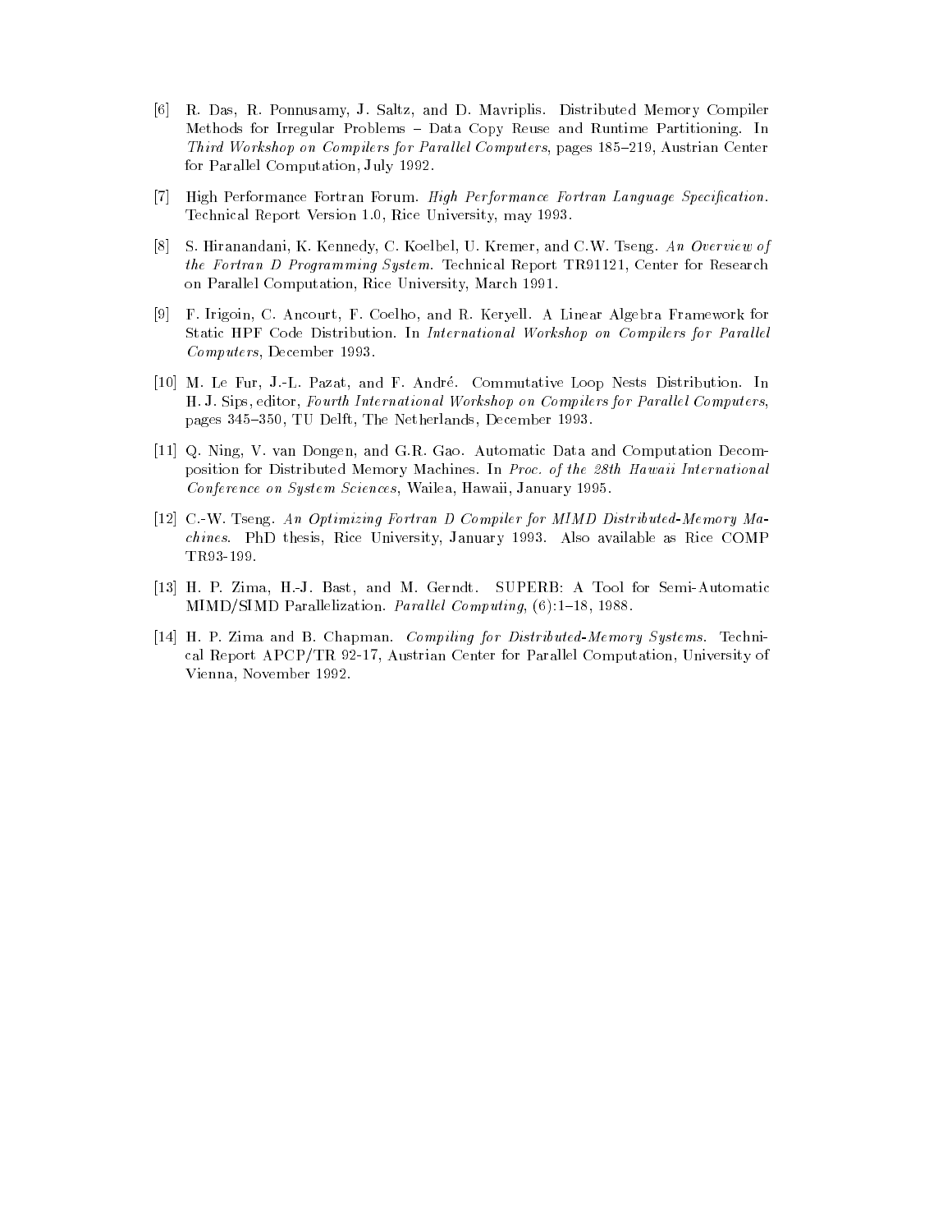[6] R. Das, R. Ponnusamy, J. Saltz, and D. Mavriplis. Distributed Memory Compiler Methods for Irregular Problems – Data Copy Reuse and Runtime Partitioning. In *Third Workshop on Compilers for Parallel Computers*, pages 185–219, Austrian Center for Parallel Computation, July 1992.

[7] High Performance Fortran Forum. *High Performance Fortran Language Specification*. Technical Report Version 1.0, Rice University, may 1993.

[8] S. Hiranandani, K. Kennedy, C. Koelbel, U. Kremer, and C.W. Tseng. *An Overview of the Fortran D Programming System*. Technical Report TR91121, Center for Research on Parallel Computation, Rice University, March 1991.

[9] F. Irigoin, C. Ancourt, F. Coelho, and R. Keryell. A Linear Algebra Framework for Static HPF Code Distribution. In *International Workshop on Compilers for Parallel Computers*, December 1993.

[10] M. Le Fur, J.-L. Pazat, and F. André. Commutative Loop Nests Distribution. In H. J. Sips, editor, *Fourth International Workshop on Compilers for Parallel Computers*, pages 345–350, TU Delft, The Netherlands, December 1993.

[11] Q. Ning, V. van Dongen, and G.R. Gao. Automatic Data and Computation Decomposition for Distributed Memory Machines. In *Proc. of the 28th Hawaii International Conference on System Sciences*, Wailea, Hawaii, January 1995.

[12] C.-W. Tseng. *An Optimizing Fortran D Compiler for MIMD Distributed-Memory Machines*. PhD thesis, Rice University, January 1993. Also available as Rice COMP TR93-199.

[13] H. P. Zima, H.-J. Bast, and M. Gerndt. SUPERB: A Tool for Semi-Automatic MIMD/SIMD Parallelization. *Parallel Computing*, (6):1–18, 1988.

[14] H. P. Zima and B. Chapman. *Compiling for Distributed-Memory Systems*. Technical Report APCP/TR 92-17, Austrian Center for Parallel Computation, University of Vienna, November 1992.